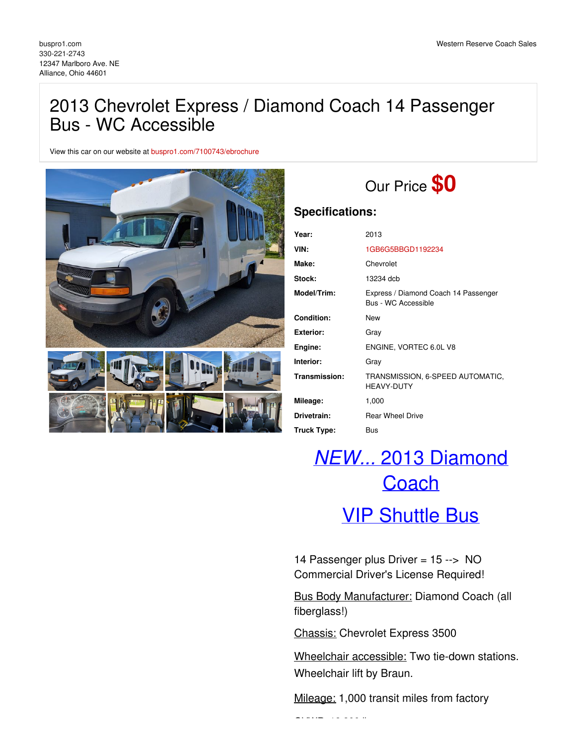buspro1.com
330-221-2743
12347 Marlboro Ave. NE
Alliance, Ohio 44601

Western Reserve Coach Sales

# 2013 Chevrolet Express / Diamond Coach 14 Passenger Bus - WC Accessible

View this car on our website at buspro1.com/7100743/ebrochure

Our Price **$0**

## Specifications:

| | |
|---|---|
| **Year:** | 2013 |
| **VIN:** | 1GB6G5BBGD1192234 |
| **Make:** | Chevrolet |
| **Stock:** | 13234 dcb |
| **Model/Trim:** | Express / Diamond Coach 14 Passenger Bus - WC Accessible |
| **Condition:** | New |
| **Exterior:** | Gray |
| **Engine:** | ENGINE, VORTEC 6.0L V8 |
| **Interior:** | Gray |
| **Transmission:** | TRANSMISSION, 6-SPEED AUTOMATIC, HEAVY-DUTY |
| **Mileage:** | 1,000 |
| **Drivetrain:** | Rear Wheel Drive |
| **Truck Type:** | Bus |

## *NEW...* 2013 Diamond Coach

## VIP Shuttle Bus

14 Passenger plus Driver = 15 --> NO Commercial Driver's License Required!

Bus Body Manufacturer: Diamond Coach (all fiberglass!)

Chassis: Chevrolet Express 3500

Wheelchair accessible: Two tie-down stations. Wheelchair lift by Braun.

Mileage: 1,000 transit miles from factory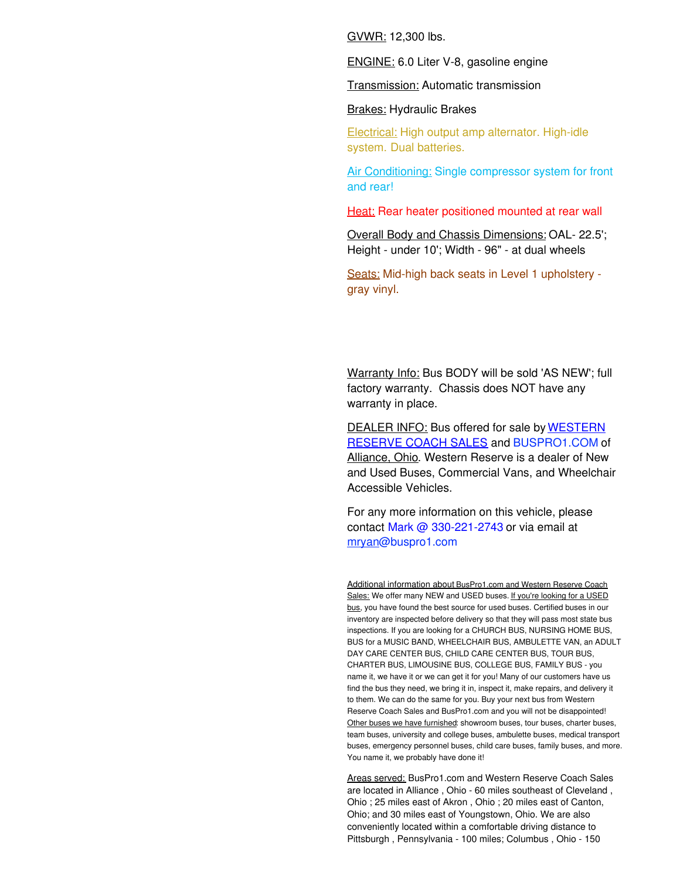GVWR: 12,300 lbs.

ENGINE: 6.0 Liter V-8, gasoline engine

Transmission: Automatic transmission

Brakes: Hydraulic Brakes

Electrical: High output amp alternator. High-idle system. Dual batteries.

Air Conditioning: Single compressor system for front and rear!

Heat: Rear heater positioned mounted at rear wall

Overall Body and Chassis Dimensions: OAL- 22.5'; Height - under 10'; Width - 96" - at dual wheels

Seats: Mid-high back seats in Level 1 upholstery - gray vinyl.

Warranty Info: Bus BODY will be sold 'AS NEW'; full factory warranty. Chassis does NOT have any warranty in place.

DEALER INFO: Bus offered for sale by WESTERN RESERVE COACH SALES and BUSPRO1.COM of Alliance, Ohio. Western Reserve is a dealer of New and Used Buses, Commercial Vans, and Wheelchair Accessible Vehicles.

For any more information on this vehicle, please contact Mark @ 330-221-2743 or via email at mryan@buspro1.com

Additional information about BusPro1.com and Western Reserve Coach Sales: We offer many NEW and USED buses. If you're looking for a USED bus, you have found the best source for used buses. Certified buses in our inventory are inspected before delivery so that they will pass most state bus inspections. If you are looking for a CHURCH BUS, NURSING HOME BUS, BUS for a MUSIC BAND, WHEELCHAIR BUS, AMBULETTE VAN, an ADULT DAY CARE CENTER BUS, CHILD CARE CENTER BUS, TOUR BUS, CHARTER BUS, LIMOUSINE BUS, COLLEGE BUS, FAMILY BUS - you name it, we have it or we can get it for you! Many of our customers have us find the bus they need, we bring it in, inspect it, make repairs, and delivery it to them. We can do the same for you. Buy your next bus from Western Reserve Coach Sales and BusPro1.com and you will not be disappointed! Other buses we have furnished: showroom buses, tour buses, charter buses, team buses, university and college buses, ambulette buses, medical transport buses, emergency personnel buses, child care buses, family buses, and more. You name it, we probably have done it!

Areas served: BusPro1.com and Western Reserve Coach Sales are located in Alliance , Ohio - 60 miles southeast of Cleveland , Ohio ; 25 miles east of Akron , Ohio ; 20 miles east of Canton, Ohio; and 30 miles east of Youngstown, Ohio. We are also conveniently located within a comfortable driving distance to Pittsburgh , Pennsylvania - 100 miles; Columbus , Ohio - 150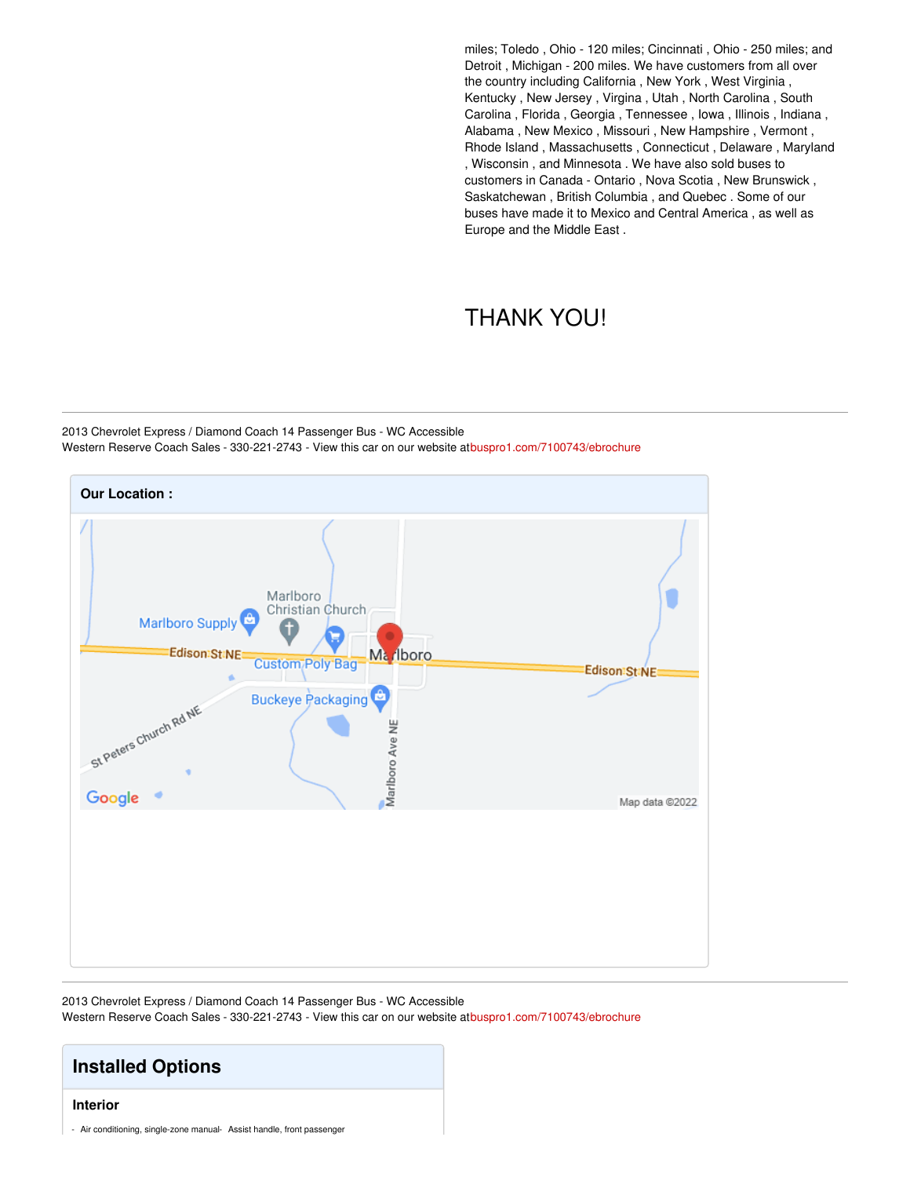miles; Toledo , Ohio - 120 miles; Cincinnati , Ohio - 250 miles; and Detroit , Michigan - 200 miles. We have customers from all over the country including California , New York , West Virginia , Kentucky , New Jersey , Virgina , Utah , North Carolina , South Carolina , Florida , Georgia , Tennessee , Iowa , Illinois , Indiana , Alabama , New Mexico , Missouri , New Hampshire , Vermont , Rhode Island , Massachusetts , Connecticut , Delaware , Maryland , Wisconsin , and Minnesota . We have also sold buses to customers in Canada - Ontario , Nova Scotia , New Brunswick , Saskatchewan , British Columbia , and Quebec . Some of our buses have made it to Mexico and Central America , as well as Europe and the Middle East .

THANK YOU!

---

2013 Chevrolet Express / Diamond Coach 14 Passenger Bus - WC Accessible
Western Reserve Coach Sales - 330-221-2743 - View this car on our website at buspro1.com/7100743/ebrochure

## Our Location :

---

2013 Chevrolet Express / Diamond Coach 14 Passenger Bus - WC Accessible
Western Reserve Coach Sales - 330-221-2743 - View this car on our website at buspro1.com/7100743/ebrochure

## Installed Options

### Interior

- Air conditioning, single-zone manual
- Assist handle, front passenger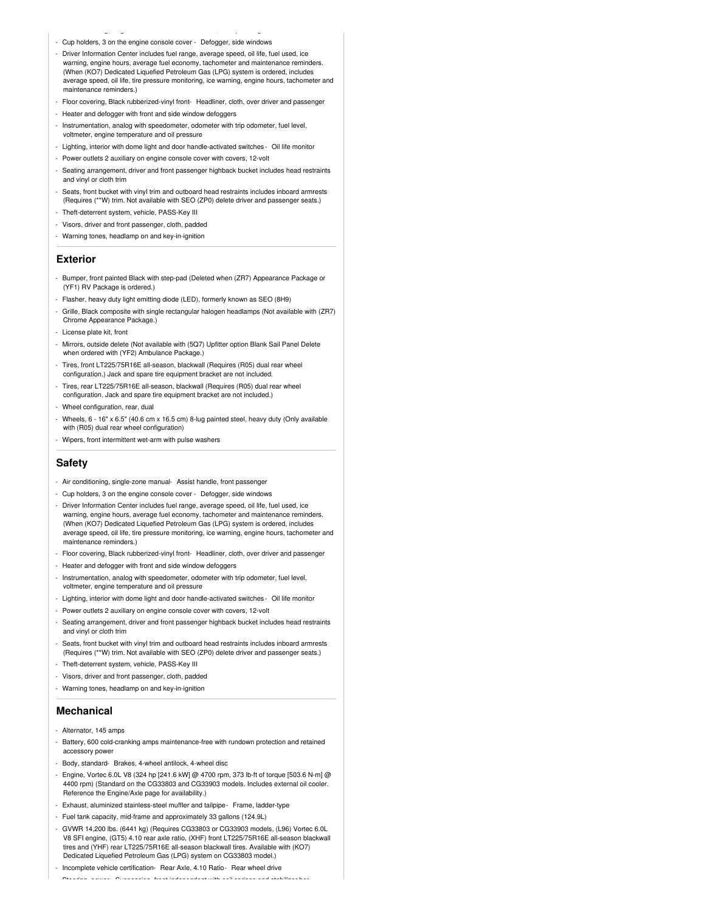- Cup holders, 3 on the engine console cover - Defogger, side windows
- Driver Information Center includes fuel range, average speed, oil life, fuel used, ice warning, engine hours, average fuel economy, tachometer and maintenance reminders. (When (KO7) Dedicated Liquefied Petroleum Gas (LPG) system is ordered, includes average speed, oil life, tire pressure monitoring, ice warning, engine hours, tachometer and maintenance reminders.)
- Floor covering, Black rubberized-vinyl front- Headliner, cloth, over driver and passenger
- Heater and defogger with front and side window defoggers
- Instrumentation, analog with speedometer, odometer with trip odometer, fuel level, voltmeter, engine temperature and oil pressure
- Lighting, interior with dome light and door handle-activated switches - Oil life monitor
- Power outlets 2 auxiliary on engine console cover with covers, 12-volt
- Seating arrangement, driver and front passenger highback bucket includes head restraints and vinyl or cloth trim
- Seats, front bucket with vinyl trim and outboard head restraints includes inboard armrests (Requires (**W) trim. Not available with SEO (ZP0) delete driver and passenger seats.)
- Theft-deterrent system, vehicle, PASS-Key III
- Visors, driver and front passenger, cloth, padded
- Warning tones, headlamp on and key-in-ignition

## Exterior

- Bumper, front painted Black with step-pad (Deleted when (ZR7) Appearance Package or (YF1) RV Package is ordered.)
- Flasher, heavy duty light emitting diode (LED), formerly known as SEO (8H9)
- Grille, Black composite with single rectangular halogen headlamps (Not available with (ZR7) Chrome Appearance Package.)
- License plate kit, front
- Mirrors, outside delete (Not available with (5Q7) Upfitter option Blank Sail Panel Delete when ordered with (YF2) Ambulance Package.)
- Tires, front LT225/75R16E all-season, blackwall (Requires (R05) dual rear wheel configuration.) Jack and spare tire equipment bracket are not included.
- Tires, rear LT225/75R16E all-season, blackwall (Requires (R05) dual rear wheel configuration. Jack and spare tire equipment bracket are not included.)
- Wheel configuration, rear, dual
- Wheels, 6 - 16" x 6.5" (40.6 cm x 16.5 cm) 8-lug painted steel, heavy duty (Only available with (R05) dual rear wheel configuration)
- Wipers, front intermittent wet-arm with pulse washers

## Safety

- Air conditioning, single-zone manual- Assist handle, front passenger
- Cup holders, 3 on the engine console cover - Defogger, side windows
- Driver Information Center includes fuel range, average speed, oil life, fuel used, ice warning, engine hours, average fuel economy, tachometer and maintenance reminders. (When (KO7) Dedicated Liquefied Petroleum Gas (LPG) system is ordered, includes average speed, oil life, tire pressure monitoring, ice warning, engine hours, tachometer and maintenance reminders.)
- Floor covering, Black rubberized-vinyl front- Headliner, cloth, over driver and passenger
- Heater and defogger with front and side window defoggers
- Instrumentation, analog with speedometer, odometer with trip odometer, fuel level, voltmeter, engine temperature and oil pressure
- Lighting, interior with dome light and door handle-activated switches - Oil life monitor
- Power outlets 2 auxiliary on engine console cover with covers, 12-volt
- Seating arrangement, driver and front passenger highback bucket includes head restraints and vinyl or cloth trim
- Seats, front bucket with vinyl trim and outboard head restraints includes inboard armrests (Requires (**W) trim. Not available with SEO (ZP0) delete driver and passenger seats.)
- Theft-deterrent system, vehicle, PASS-Key III
- Visors, driver and front passenger, cloth, padded
- Warning tones, headlamp on and key-in-ignition

## Mechanical

- Alternator, 145 amps
- Battery, 600 cold-cranking amps maintenance-free with rundown protection and retained accessory power
- Body, standard- Brakes, 4-wheel antilock, 4-wheel disc
- Engine, Vortec 6.0L V8 (324 hp [241.6 kW] @ 4700 rpm, 373 lb-ft of torque [503.6 N-m] @ 4400 rpm) (Standard on the CG33803 and CG33903 models. Includes external oil cooler. Reference the Engine/Axle page for availability.)
- Exhaust, aluminized stainless-steel muffler and tailpipe - Frame, ladder-type
- Fuel tank capacity, mid-frame and approximately 33 gallons (124.9L)
- GVWR 14,200 lbs. (6441 kg) (Requires CG33803 or CG33903 models, (L96) Vortec 6.0L V8 SFI engine, (GT5) 4.10 rear axle ratio, (XHF) front LT225/75R16E all-season blackwall tires and (YHF) rear LT225/75R16E all-season blackwall tires. Available with (KO7) Dedicated Liquefied Petroleum Gas (LPG) system on CG33803 model.)
- Incomplete vehicle certification- Rear Axle, 4.10 Ratio - Rear wheel drive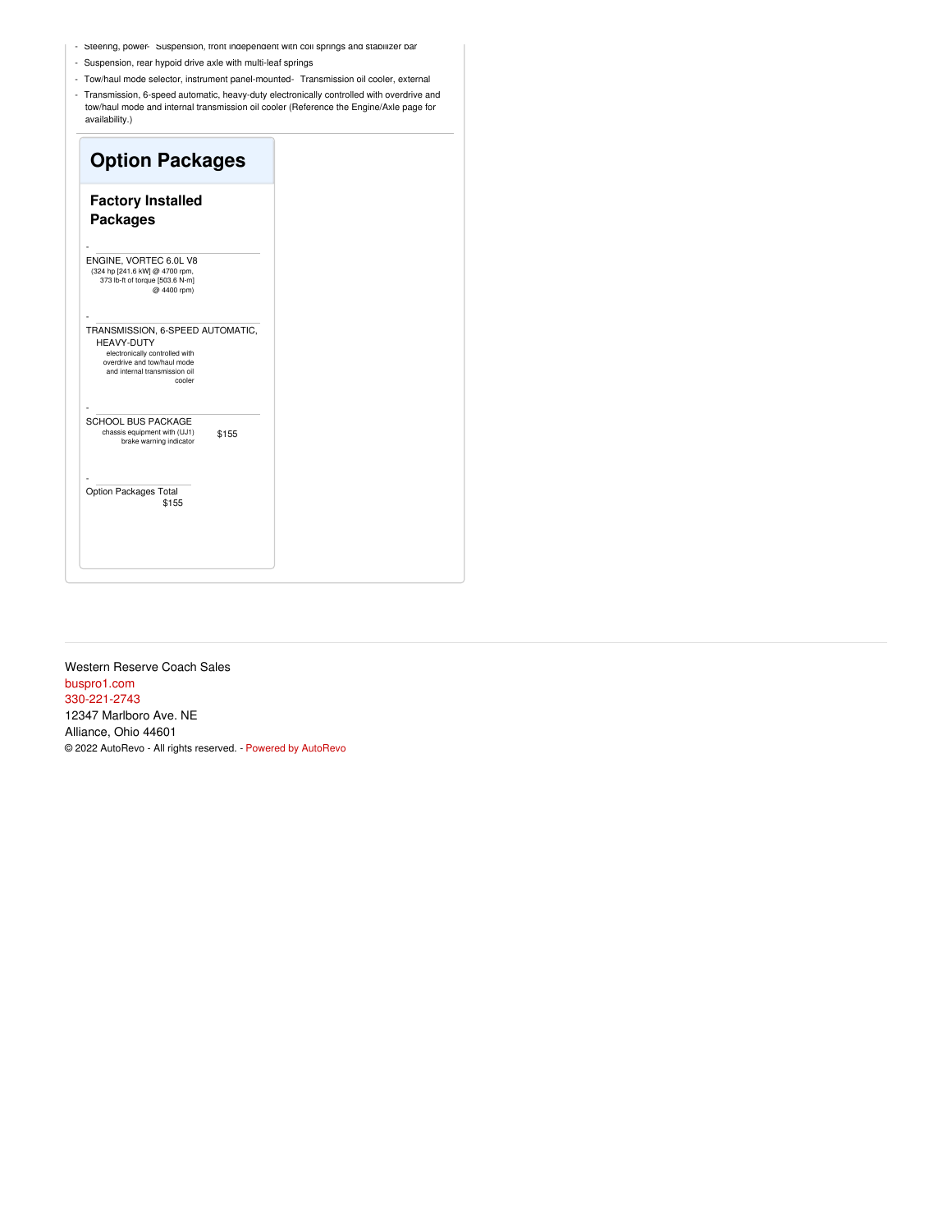- Steering, power- Suspension, front independent with coil springs and stabilizer bar
- Suspension, rear hypoid drive axle with multi-leaf springs
- Tow/haul mode selector, instrument panel-mounted- Transmission oil cooler, external
- Transmission, 6-speed automatic, heavy-duty electronically controlled with overdrive and tow/haul mode and internal transmission oil cooler (Reference the Engine/Axle page for availability.)

# Option Packages

## Factory Installed Packages

-

ENGINE, VORTEC 6.0L V8
(324 hp [241.6 kW] @ 4700 rpm, 373 lb-ft of torque [503.6 N-m] @ 4400 rpm)

-

TRANSMISSION, 6-SPEED AUTOMATIC, HEAVY-DUTY
electronically controlled with overdrive and tow/haul mode and internal transmission oil cooler

-

SCHOOL BUS PACKAGE
chassis equipment with (UJ1) brake warning indicator
$155

-

Option Packages Total
$155

Western Reserve Coach Sales
buspro1.com
330-221-2743
12347 Marlboro Ave. NE
Alliance, Ohio 44601
© 2022 AutoRevo - All rights reserved. - Powered by AutoRevo